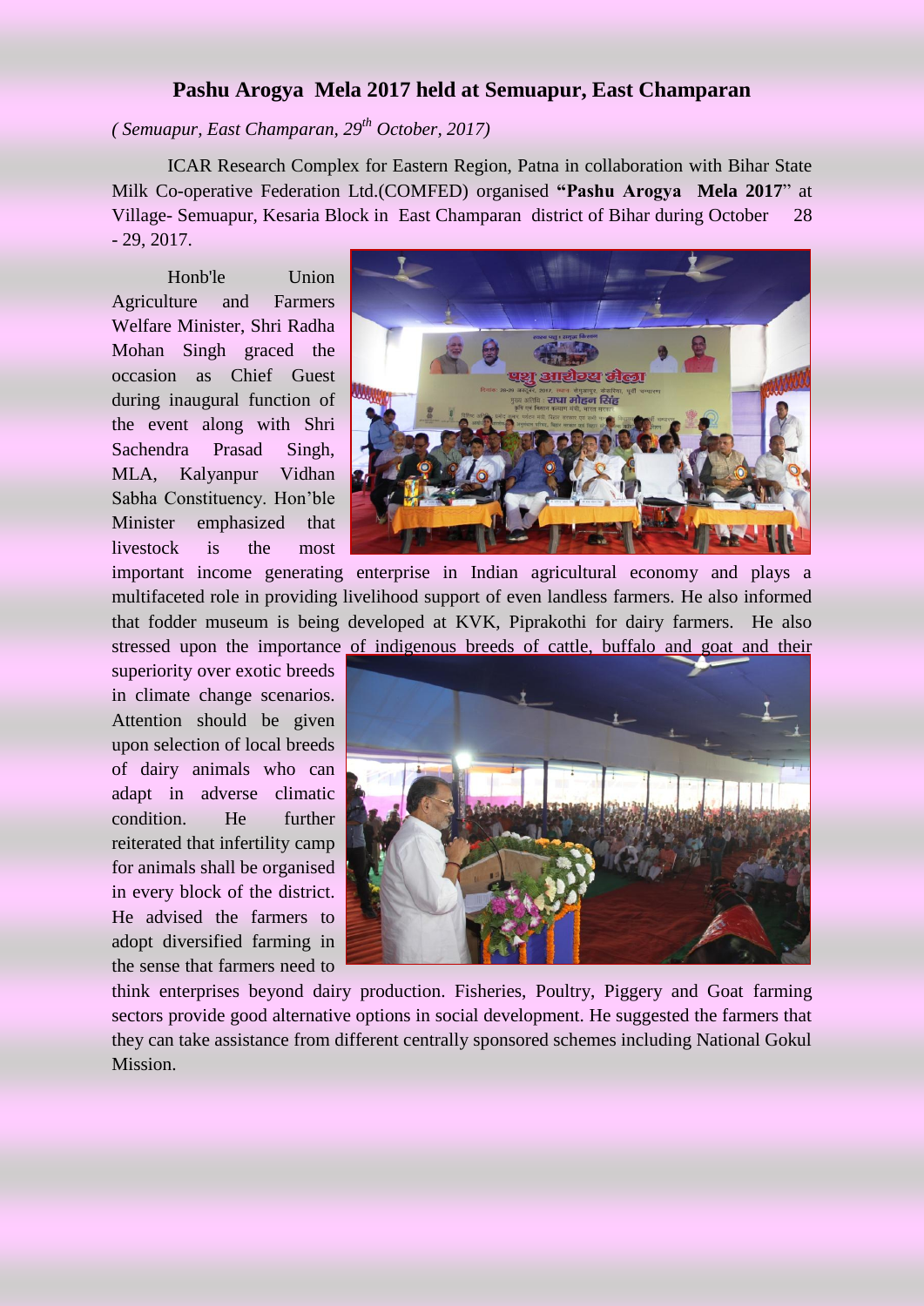## Pashu Arogya Mela 2017 held at Semuapur, East Champaran

*( Semuapur, East Champaran, 29th October, 2017)*

ICAR Research Complex for Eastern Region, Patna in collaboration with Bihar State Milk Co-operative Federation Ltd.(COMFED) organised **"Pashu Arogya Mela 2017"** at Village- Semuapur, Kesaria Block in East Champaran district of Bihar during October 28 - 29, 2017.

Honb'le Union Agriculture and Farmers Welfare Minister, Shri Radha Mohan Singh graced the occasion as Chief Guest during inaugural function of the event along with Shri Sachendra Prasad Singh, MLA, Kalyanpur Vidhan Sabha Constituency. Hon'ble Minister emphasized that livestock is the most important income generating enterprise in Indian agricultural economy and plays a multifaceted role in providing livelihood support of even landless farmers. He also informed that fodder museum is being developed at KVK, Piprakothi for dairy farmers. He also stressed upon the importance of indigenous breeds of cattle, buffalo and goat and their superiority over exotic breeds in climate change scenarios. Attention should be given upon selection of local breeds of dairy animals who can adapt in adverse climatic condition. He further reiterated that infertility camp for animals shall be organised in every block of the district. He advised the farmers to adopt diversified farming in the sense that farmers need to think enterprises beyond dairy production. Fisheries, Poultry, Piggery and Goat farming sectors provide good alternative options in social development. He suggested the farmers that they can take assistance from different centrally sponsored schemes including National Gokul Mission.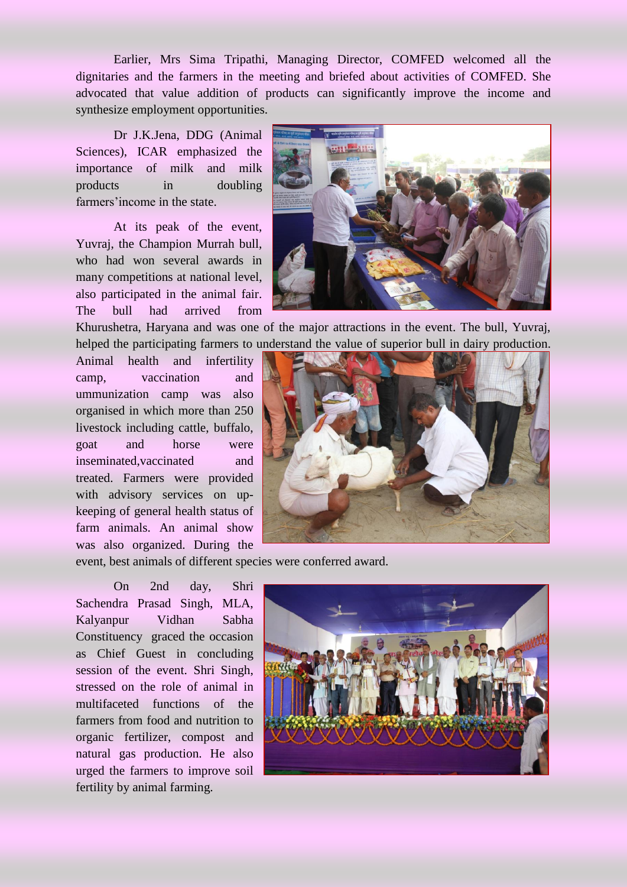Earlier, Mrs Sima Tripathi, Managing Director, COMFED welcomed all the dignitaries and the farmers in the meeting and briefed about activities of COMFED. She advocated that value addition of products can significantly improve the income and synthesize employment opportunities.

Dr J.K.Jena, DDG (Animal Sciences), ICAR emphasized the importance of milk and milk products in doubling farmers'income in the state.

At its peak of the event, Yuvraj, the Champion Murrah bull, who had won several awards in many competitions at national level, also participated in the animal fair. The bull had arrived from Khurushetra, Haryana and was one of the major attractions in the event. The bull, Yuvraj, helped the participating farmers to understand the value of superior bull in dairy production. Animal health and infertility camp, vaccination and ummunization camp was also organised in which more than 250 livestock including cattle, buffalo, goat and horse were inseminated,vaccinated and treated. Farmers were provided with advisory services on up-keeping of general health status of farm animals. An animal show was also organized. During the event, best animals of different species were conferred award.

On 2nd day, Shri Sachendra Prasad Singh, MLA, Kalyanpur Vidhan Sabha Constituency graced the occasion as Chief Guest in concluding session of the event. Shri Singh, stressed on the role of animal in multifaceted functions of the farmers from food and nutrition to organic fertilizer, compost and natural gas production. He also urged the farmers to improve soil fertility by animal farming.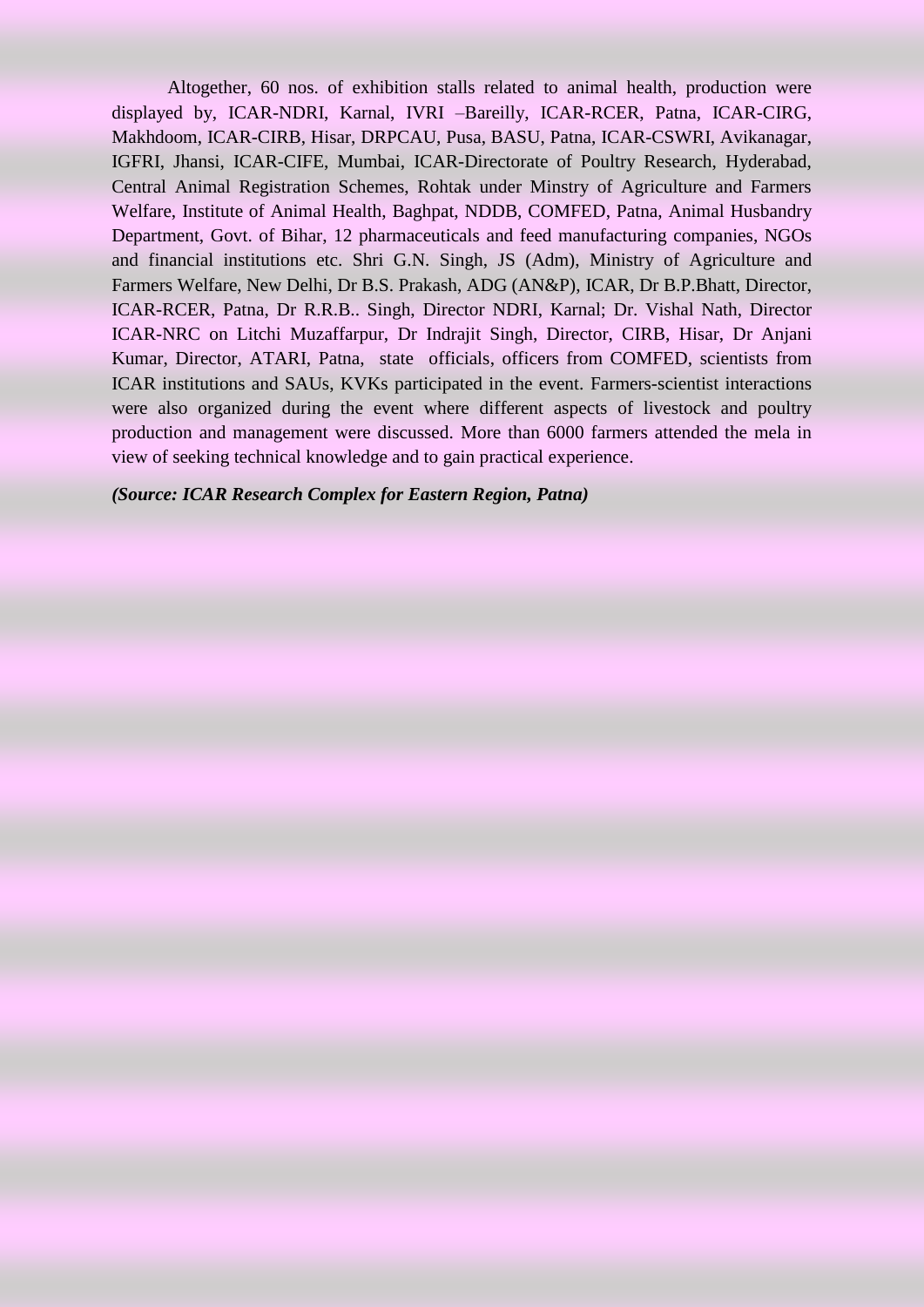Altogether, 60 nos. of exhibition stalls related to animal health, production were displayed by, ICAR-NDRI, Karnal, IVRI –Bareilly, ICAR-RCER, Patna, ICAR-CIRG, Makhdoom, ICAR-CIRB, Hisar, DRPCAU, Pusa, BASU, Patna, ICAR-CSWRI, Avikanagar, IGFRI, Jhansi, ICAR-CIFE, Mumbai, ICAR-Directorate of Poultry Research, Hyderabad, Central Animal Registration Schemes, Rohtak under Minstry of Agriculture and Farmers Welfare, Institute of Animal Health, Baghpat, NDDB, COMFED, Patna, Animal Husbandry Department, Govt. of Bihar, 12 pharmaceuticals and feed manufacturing companies, NGOs and financial institutions etc. Shri G.N. Singh, JS (Adm), Ministry of Agriculture and Farmers Welfare, New Delhi, Dr B.S. Prakash, ADG (AN&P), ICAR, Dr B.P.Bhatt, Director, ICAR-RCER, Patna, Dr R.R.B.. Singh, Director NDRI, Karnal; Dr. Vishal Nath, Director ICAR-NRC on Litchi Muzaffarpur, Dr Indrajit Singh, Director, CIRB, Hisar, Dr Anjani Kumar, Director, ATARI, Patna, state officials, officers from COMFED, scientists from ICAR institutions and SAUs, KVKs participated in the event. Farmers-scientist interactions were also organized during the event where different aspects of livestock and poultry production and management were discussed. More than 6000 farmers attended the mela in view of seeking technical knowledge and to gain practical experience.

***(Source: ICAR Research Complex for Eastern Region, Patna)***